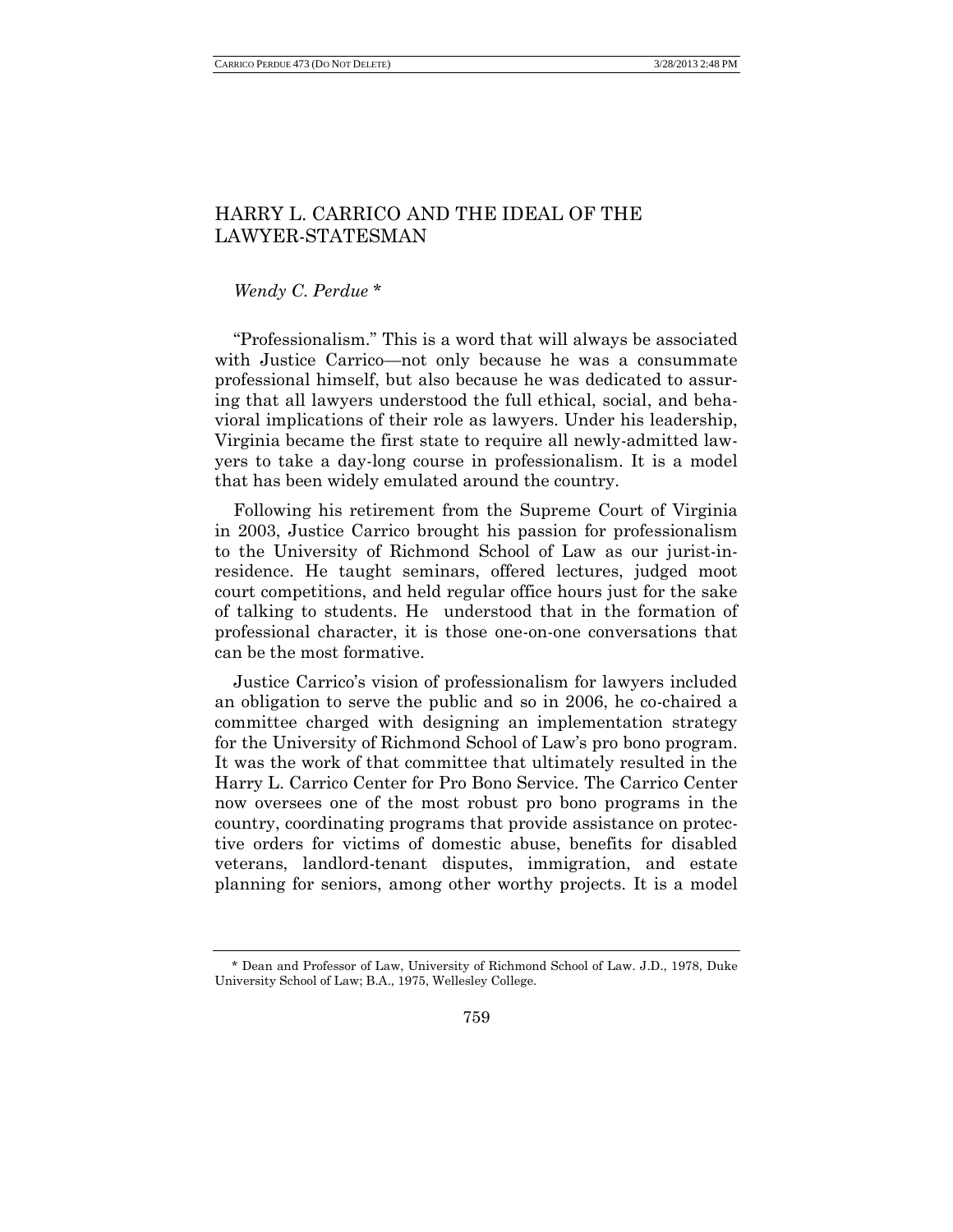# HARRY L. CARRICO AND THE IDEAL OF THE LAWYER-STATESMAN

*Wendy C. Perdue* *

"Professionalism." This is a word that will always be associated with Justice Carrico—not only because he was a consummate professional himself, but also because he was dedicated to assuring that all lawyers understood the full ethical, social, and behavioral implications of their role as lawyers. Under his leadership, Virginia became the first state to require all newly-admitted lawyers to take a day-long course in professionalism. It is a model that has been widely emulated around the country.

Following his retirement from the Supreme Court of Virginia in 2003, Justice Carrico brought his passion for professionalism to the University of Richmond School of Law as our jurist-in-residence. He taught seminars, offered lectures, judged moot court competitions, and held regular office hours just for the sake of talking to students. He understood that in the formation of professional character, it is those one-on-one conversations that can be the most formative.

Justice Carrico's vision of professionalism for lawyers included an obligation to serve the public and so in 2006, he co-chaired a committee charged with designing an implementation strategy for the University of Richmond School of Law's pro bono program. It was the work of that committee that ultimately resulted in the Harry L. Carrico Center for Pro Bono Service. The Carrico Center now oversees one of the most robust pro bono programs in the country, coordinating programs that provide assistance on protective orders for victims of domestic abuse, benefits for disabled veterans, landlord-tenant disputes, immigration, and estate planning for seniors, among other worthy projects. It is a model

\* Dean and Professor of Law, University of Richmond School of Law. J.D., 1978, Duke University School of Law; B.A., 1975, Wellesley College.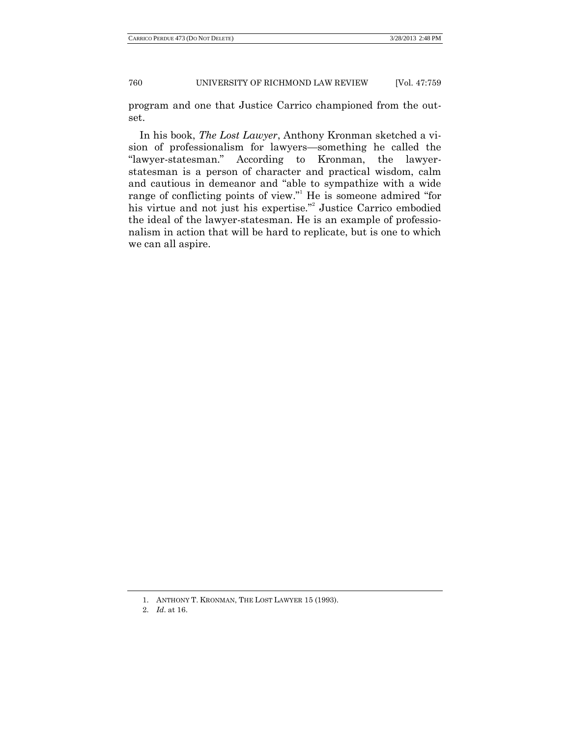program and one that Justice Carrico championed from the outset.

In his book, *The Lost Lawyer*, Anthony Kronman sketched a vision of professionalism for lawyers—something he called the "lawyer-statesman." According to Kronman, the lawyer-statesman is a person of character and practical wisdom, calm and cautious in demeanor and "able to sympathize with a wide range of conflicting points of view."[1] He is someone admired "for his virtue and not just his expertise."[2] Justice Carrico embodied the ideal of the lawyer-statesman. He is an example of professionalism in action that will be hard to replicate, but is one to which we can all aspire.

---

1. ANTHONY T. KRONMAN, THE LOST LAWYER 15 (1993).
2. *Id.* at 16.